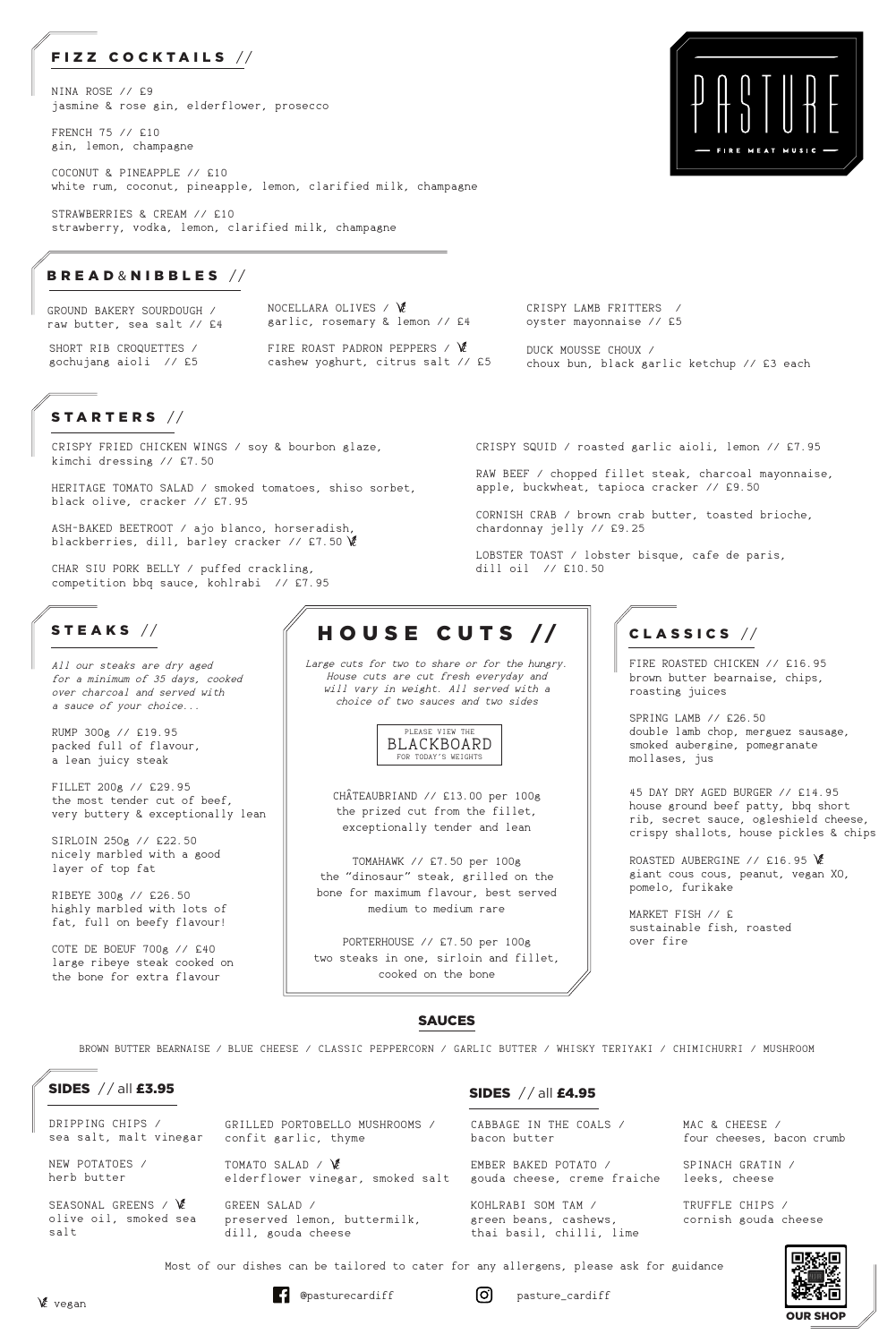# PASTURE

FIRE MEAT MUSIC

## FIZZ COCKTAILS //

NINA ROSE // £9
jasmine & rose gin, elderflower, prosecco

FRENCH 75 // £10
gin, lemon, champagne

COCONUT & PINEAPPLE // £10
white rum, coconut, pineapple, lemon, clarified milk, champagne

STRAWBERRIES & CREAM // £10
strawberry, vodka, lemon, clarified milk, champagne

## BREAD&NIBBLES //

GROUND BAKERY SOURDOUGH /
raw butter, sea salt // £4

SHORT RIB CROQUETTES /
gochujang aioli // £5

NOCELLARA OLIVES / (vegan)
garlic, rosemary & lemon // £4

FIRE ROAST PADRON PEPPERS / (vegan)
cashew yoghurt, citrus salt // £5

CRISPY LAMB FRITTERS /
oyster mayonnaise // £5

DUCK MOUSSE CHOUX /
choux bun, black garlic ketchup // £3 each

## STARTERS //

CRISPY FRIED CHICKEN WINGS / soy & bourbon glaze, kimchi dressing // £7.50

HERITAGE TOMATO SALAD / smoked tomatoes, shiso sorbet, black olive, cracker // £7.95

ASH-BAKED BEETROOT / ajo blanco, horseradish, blackberries, dill, barley cracker // £7.50 (vegan)

CHAR SIU PORK BELLY / puffed crackling, competition bbq sauce, kohlrabi // £7.95

CRISPY SQUID / roasted garlic aioli, lemon // £7.95

RAW BEEF / chopped fillet steak, charcoal mayonnaise, apple, buckwheat, tapioca cracker // £9.50

CORNISH CRAB / brown crab butter, toasted brioche, chardonnay jelly // £9.25

LOBSTER TOAST / lobster bisque, cafe de paris, dill oil // £10.50

## STEAKS //

*All our steaks are dry aged for a minimum of 35 days, cooked over charcoal and served with a sauce of your choice...*

RUMP 300g // £19.95
packed full of flavour, a lean juicy steak

FILLET 200g // £29.95
the most tender cut of beef, very buttery & exceptionally lean

SIRLOIN 250g // £22.50
nicely marbled with a good layer of top fat

RIBEYE 300g // £26.50
highly marbled with lots of fat, full on beefy flavour!

COTE DE BOEUF 700g // £40
large ribeye steak cooked on the bone for extra flavour

## HOUSE CUTS //

*Large cuts for two to share or for the hungry. House cuts are cut fresh everyday and will vary in weight. All served with a choice of two sauces and two sides*

PLEASE VIEW THE BLACKBOARD FOR TODAY'S WEIGHTS

CHÂTEAUBRIAND // £13.00 per 100g
the prized cut from the fillet, exceptionally tender and lean

TOMAHAWK // £7.50 per 100g
the "dinosaur" steak, grilled on the bone for maximum flavour, best served medium to medium rare

PORTERHOUSE // £7.50 per 100g
two steaks in one, sirloin and fillet, cooked on the bone

## CLASSICS //

FIRE ROASTED CHICKEN // £16.95
brown butter bearnaise, chips, roasting juices

SPRING LAMB // £26.50
double lamb chop, merguez sausage, smoked aubergine, pomegranate mollases, jus

45 DAY DRY AGED BURGER // £14.95
house ground beef patty, bbq short rib, secret sauce, ogleshield cheese, crispy shallots, house pickles & chips

ROASTED AUBERGINE // £16.95 (vegan)
giant cous cous, peanut, vegan XO, pomelo, furikake

MARKET FISH // £
sustainable fish, roasted over fire

## SAUCES

BROWN BUTTER BEARNAISE / BLUE CHEESE / CLASSIC PEPPERCORN / GARLIC BUTTER / WHISKY TERIYAKI / CHIMICHURRI / MUSHROOM

## SIDES // all £3.95

DRIPPING CHIPS /
sea salt, malt vinegar

NEW POTATOES /
herb butter

SEASONAL GREENS / (vegan)
olive oil, smoked sea salt

GRILLED PORTOBELLO MUSHROOMS /
confit garlic, thyme

TOMATO SALAD / (vegan)
elderflower vinegar, smoked salt

GREEN SALAD /
preserved lemon, buttermilk, dill, gouda cheese

## SIDES // all £4.95

CABBAGE IN THE COALS /
bacon butter

EMBER BAKED POTATO /
gouda cheese, creme fraiche

KOHLRABI SOM TAM /
green beans, cashews, thai basil, chilli, lime

MAC & CHEESE /
four cheeses, bacon crumb

SPINACH GRATIN /
leeks, cheese

TRUFFLE CHIPS /
cornish gouda cheese

Most of our dishes can be tailored to cater for any allergens, please ask for guidance

(vegan) vegan

@pasturecardiff

pasture_cardiff

OUR SHOP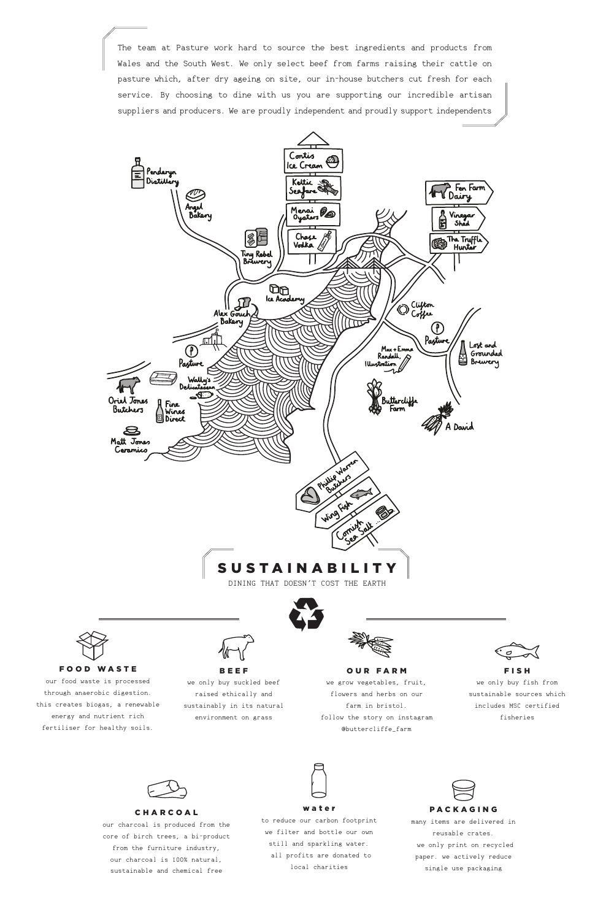The team at Pasture work hard to source the best ingredients and products from Wales and the South West. We only select beef from farms raising their cattle on pasture which, after dry ageing on site, our in-house butchers cut fresh for each service. By choosing to dine with us you are supporting our incredible artisan suppliers and producers. We are proudly independent and proudly support independents

Penderyn Distillery
Angel Bakery
Tiny Rebel Brewery
Ice Academy
Alex Gooch Bakery
Pasture
Wally's Delicatessen
Oriel Jones Butchers
Fine Wines Direct
Matt Jones Ceramics
Cortis Ice Cream
Keltic Seafare
Menai Oysters
Chase Vodka
Fen Farm Dairy
Vinegar Shed
The Truffle Hunter
Clifton Coffee
Pasture
Lost and Grounded Brewery
Max + Emma Randall, Illustration
Buttercliffe Farm
A David
Phillip Warren Butchers
Wing Fish
Cornish Sea Salt

## SUSTAINABILITY

DINING THAT DOESN'T COST THE EARTH

### FOOD WASTE

our food waste is processed through anaerobic digestion. this creates biogas, a renewable energy and nutrient rich fertiliser for healthy soils.

### BEEF

we only buy suckled beef raised ethically and sustainably in its natural environment on grass

### OUR FARM

we grow vegetables, fruit, flowers and herbs on our farm in bristol. follow the story on instagram @buttercliffe_farm

### FISH

we only buy fish from sustainable sources which includes MSC certified fisheries

### CHARCOAL

our charcoal is produced from the core of birch trees, a bi-product from the furniture industry, our charcoal is 100% natural, sustainable and chemical free

### water

to reduce our carbon footprint we filter and bottle our own still and sparkling water. all profits are donated to local charities

### PACKAGING

many items are delivered in reusable crates. we only print on recycled paper. we actively reduce single use packaging